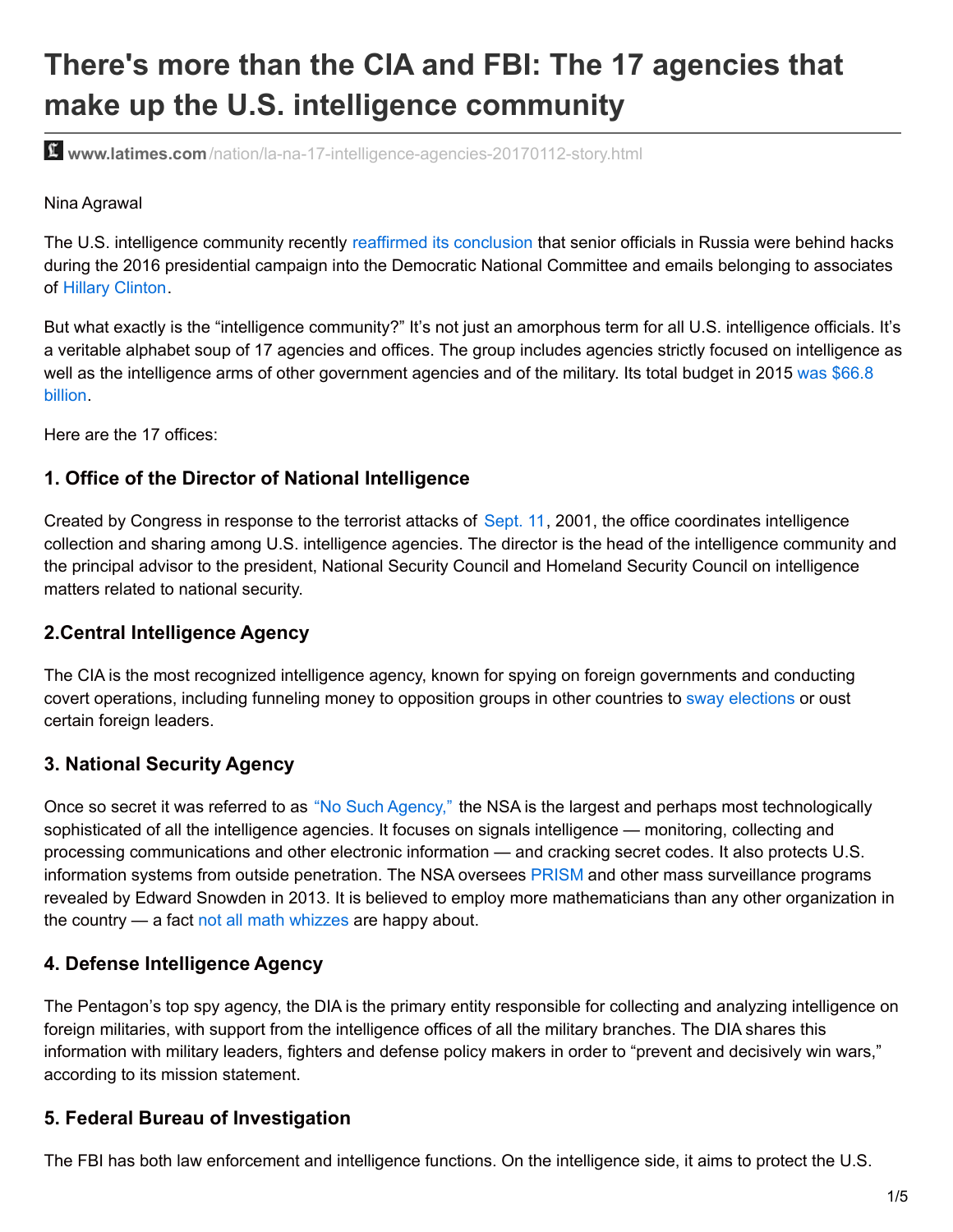# There's more than the CIA and FBI: The 17 agencies that make up the U.S. intelligence community

www.latimes.com/nation/la-na-17-intelligence-agencies-20170112-story.html

Nina Agrawal

The U.S. intelligence community recently reaffirmed its conclusion that senior officials in Russia were behind hacks during the 2016 presidential campaign into the Democratic National Committee and emails belonging to associates of Hillary Clinton.

But what exactly is the "intelligence community?" It's not just an amorphous term for all U.S. intelligence officials. It's a veritable alphabet soup of 17 agencies and offices. The group includes agencies strictly focused on intelligence as well as the intelligence arms of other government agencies and of the military. Its total budget in 2015 was $66.8 billion.

Here are the 17 offices:

### 1. Office of the Director of National Intelligence

Created by Congress in response to the terrorist attacks of Sept. 11, 2001, the office coordinates intelligence collection and sharing among U.S. intelligence agencies. The director is the head of the intelligence community and the principal advisor to the president, National Security Council and Homeland Security Council on intelligence matters related to national security.

### 2.Central Intelligence Agency

The CIA is the most recognized intelligence agency, known for spying on foreign governments and conducting covert operations, including funneling money to opposition groups in other countries to sway elections or oust certain foreign leaders.

### 3. National Security Agency

Once so secret it was referred to as "No Such Agency," the NSA is the largest and perhaps most technologically sophisticated of all the intelligence agencies. It focuses on signals intelligence — monitoring, collecting and processing communications and other electronic information — and cracking secret codes. It also protects U.S. information systems from outside penetration. The NSA oversees PRISM and other mass surveillance programs revealed by Edward Snowden in 2013. It is believed to employ more mathematicians than any other organization in the country — a fact not all math whizzes are happy about.

### 4. Defense Intelligence Agency

The Pentagon's top spy agency, the DIA is the primary entity responsible for collecting and analyzing intelligence on foreign militaries, with support from the intelligence offices of all the military branches. The DIA shares this information with military leaders, fighters and defense policy makers in order to "prevent and decisively win wars," according to its mission statement.

### 5. Federal Bureau of Investigation

The FBI has both law enforcement and intelligence functions. On the intelligence side, it aims to protect the U.S.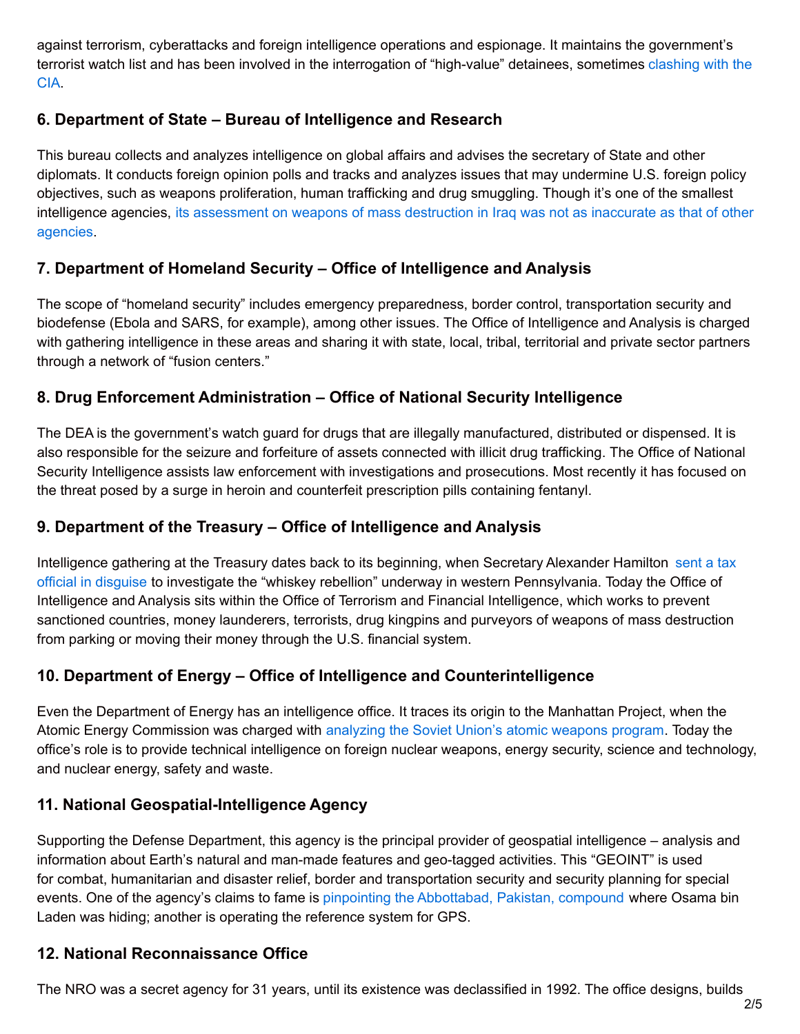against terrorism, cyberattacks and foreign intelligence operations and espionage. It maintains the government's terrorist watch list and has been involved in the interrogation of "high-value" detainees, sometimes clashing with the CIA.

### 6. Department of State – Bureau of Intelligence and Research

This bureau collects and analyzes intelligence on global affairs and advises the secretary of State and other diplomats. It conducts foreign opinion polls and tracks and analyzes issues that may undermine U.S. foreign policy objectives, such as weapons proliferation, human trafficking and drug smuggling. Though it's one of the smallest intelligence agencies, its assessment on weapons of mass destruction in Iraq was not as inaccurate as that of other agencies.

### 7. Department of Homeland Security – Office of Intelligence and Analysis

The scope of "homeland security" includes emergency preparedness, border control, transportation security and biodefense (Ebola and SARS, for example), among other issues. The Office of Intelligence and Analysis is charged with gathering intelligence in these areas and sharing it with state, local, tribal, territorial and private sector partners through a network of "fusion centers."

### 8. Drug Enforcement Administration – Office of National Security Intelligence

The DEA is the government's watch guard for drugs that are illegally manufactured, distributed or dispensed. It is also responsible for the seizure and forfeiture of assets connected with illicit drug trafficking. The Office of National Security Intelligence assists law enforcement with investigations and prosecutions. Most recently it has focused on the threat posed by a surge in heroin and counterfeit prescription pills containing fentanyl.

### 9. Department of the Treasury – Office of Intelligence and Analysis

Intelligence gathering at the Treasury dates back to its beginning, when Secretary Alexander Hamilton sent a tax official in disguise to investigate the "whiskey rebellion" underway in western Pennsylvania. Today the Office of Intelligence and Analysis sits within the Office of Terrorism and Financial Intelligence, which works to prevent sanctioned countries, money launderers, terrorists, drug kingpins and purveyors of weapons of mass destruction from parking or moving their money through the U.S. financial system.

### 10. Department of Energy – Office of Intelligence and Counterintelligence

Even the Department of Energy has an intelligence office. It traces its origin to the Manhattan Project, when the Atomic Energy Commission was charged with analyzing the Soviet Union's atomic weapons program. Today the office's role is to provide technical intelligence on foreign nuclear weapons, energy security, science and technology, and nuclear energy, safety and waste.

### 11. National Geospatial-Intelligence Agency

Supporting the Defense Department, this agency is the principal provider of geospatial intelligence – analysis and information about Earth's natural and man-made features and geo-tagged activities. This "GEOINT" is used for combat, humanitarian and disaster relief, border and transportation security and security planning for special events. One of the agency's claims to fame is pinpointing the Abbottabad, Pakistan, compound where Osama bin Laden was hiding; another is operating the reference system for GPS.

### 12. National Reconnaissance Office

The NRO was a secret agency for 31 years, until its existence was declassified in 1992. The office designs, builds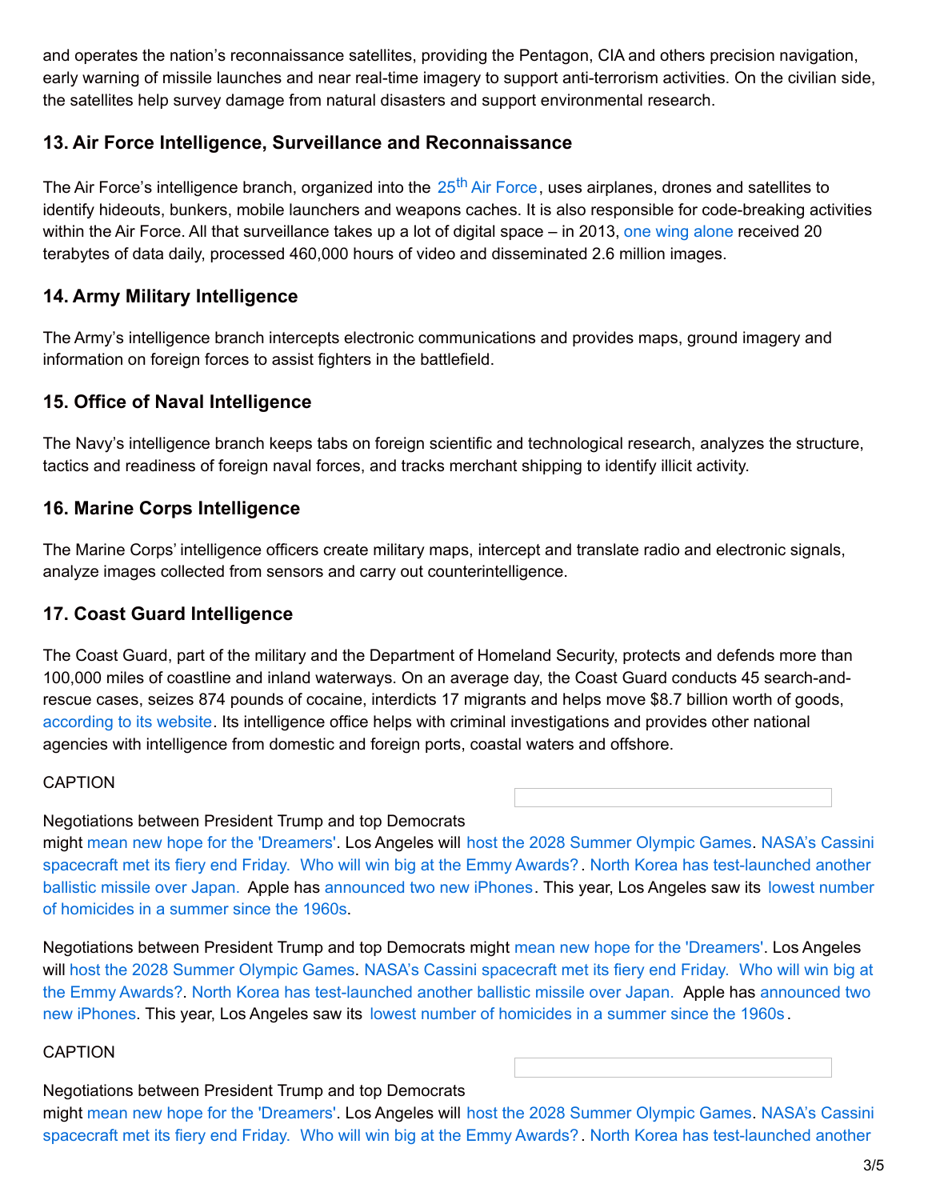and operates the nation's reconnaissance satellites, providing the Pentagon, CIA and others precision navigation, early warning of missile launches and near real-time imagery to support anti-terrorism activities. On the civilian side, the satellites help survey damage from natural disasters and support environmental research.

### 13. Air Force Intelligence, Surveillance and Reconnaissance

The Air Force's intelligence branch, organized into the 25th Air Force, uses airplanes, drones and satellites to identify hideouts, bunkers, mobile launchers and weapons caches. It is also responsible for code-breaking activities within the Air Force. All that surveillance takes up a lot of digital space – in 2013, one wing alone received 20 terabytes of data daily, processed 460,000 hours of video and disseminated 2.6 million images.

### 14. Army Military Intelligence

The Army's intelligence branch intercepts electronic communications and provides maps, ground imagery and information on foreign forces to assist fighters in the battlefield.

### 15. Office of Naval Intelligence

The Navy's intelligence branch keeps tabs on foreign scientific and technological research, analyzes the structure, tactics and readiness of foreign naval forces, and tracks merchant shipping to identify illicit activity.

### 16. Marine Corps Intelligence

The Marine Corps' intelligence officers create military maps, intercept and translate radio and electronic signals, analyze images collected from sensors and carry out counterintelligence.

### 17. Coast Guard Intelligence

The Coast Guard, part of the military and the Department of Homeland Security, protects and defends more than 100,000 miles of coastline and inland waterways. On an average day, the Coast Guard conducts 45 search-and-rescue cases, seizes 874 pounds of cocaine, interdicts 17 migrants and helps move $8.7 billion worth of goods, according to its website. Its intelligence office helps with criminal investigations and provides other national agencies with intelligence from domestic and foreign ports, coastal waters and offshore.

CAPTION

Negotiations between President Trump and top Democrats might mean new hope for the 'Dreamers'. Los Angeles will host the 2028 Summer Olympic Games. NASA's Cassini spacecraft met its fiery end Friday. Who will win big at the Emmy Awards?. North Korea has test-launched another ballistic missile over Japan. Apple has announced two new iPhones. This year, Los Angeles saw its lowest number of homicides in a summer since the 1960s.

Negotiations between President Trump and top Democrats might mean new hope for the 'Dreamers'. Los Angeles will host the 2028 Summer Olympic Games. NASA's Cassini spacecraft met its fiery end Friday. Who will win big at the Emmy Awards?. North Korea has test-launched another ballistic missile over Japan. Apple has announced two new iPhones. This year, Los Angeles saw its lowest number of homicides in a summer since the 1960s.

CAPTION

Negotiations between President Trump and top Democrats might mean new hope for the 'Dreamers'. Los Angeles will host the 2028 Summer Olympic Games. NASA's Cassini spacecraft met its fiery end Friday. Who will win big at the Emmy Awards?. North Korea has test-launched another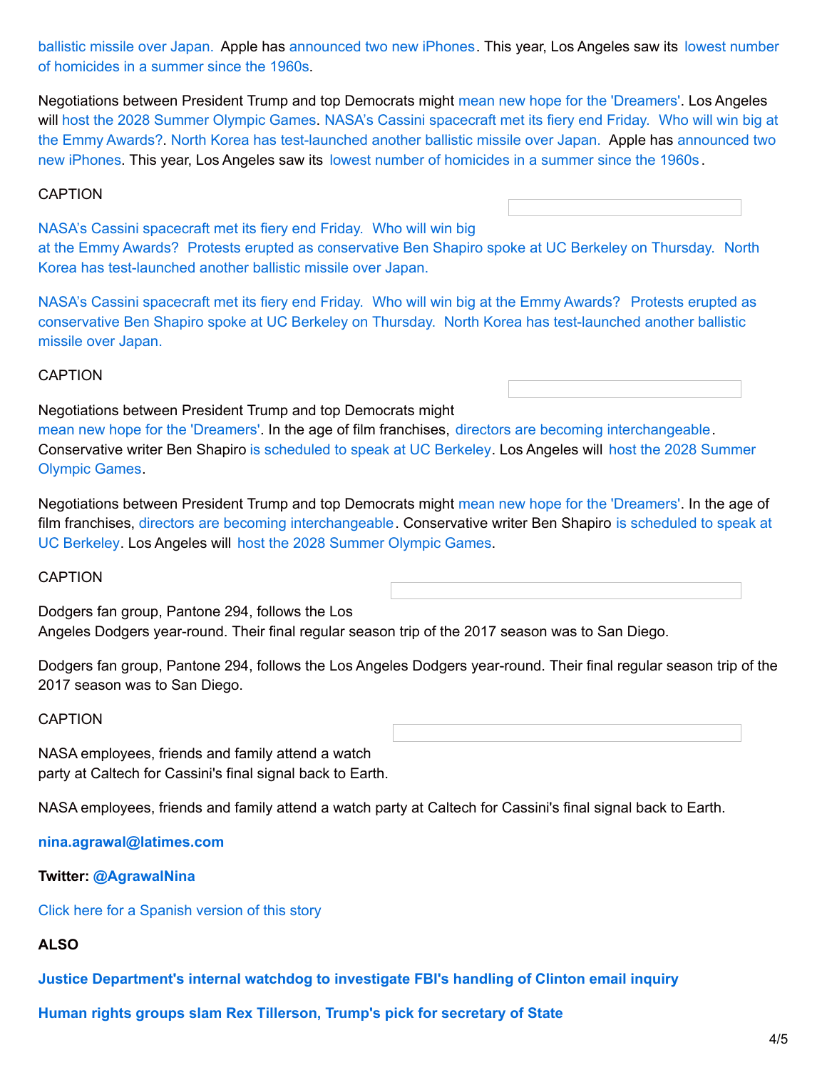ballistic missile over Japan. Apple has announced two new iPhones. This year, Los Angeles saw its lowest number of homicides in a summer since the 1960s.

Negotiations between President Trump and top Democrats might mean new hope for the 'Dreamers'. Los Angeles will host the 2028 Summer Olympic Games. NASA's Cassini spacecraft met its fiery end Friday. Who will win big at the Emmy Awards?. North Korea has test-launched another ballistic missile over Japan. Apple has announced two new iPhones. This year, Los Angeles saw its lowest number of homicides in a summer since the 1960s.

CAPTION

NASA's Cassini spacecraft met its fiery end Friday. Who will win big at the Emmy Awards? Protests erupted as conservative Ben Shapiro spoke at UC Berkeley on Thursday. North Korea has test-launched another ballistic missile over Japan.

NASA's Cassini spacecraft met its fiery end Friday. Who will win big at the Emmy Awards? Protests erupted as conservative Ben Shapiro spoke at UC Berkeley on Thursday. North Korea has test-launched another ballistic missile over Japan.

CAPTION

Negotiations between President Trump and top Democrats might mean new hope for the 'Dreamers'. In the age of film franchises, directors are becoming interchangeable. Conservative writer Ben Shapiro is scheduled to speak at UC Berkeley. Los Angeles will host the 2028 Summer Olympic Games.

Negotiations between President Trump and top Democrats might mean new hope for the 'Dreamers'. In the age of film franchises, directors are becoming interchangeable. Conservative writer Ben Shapiro is scheduled to speak at UC Berkeley. Los Angeles will host the 2028 Summer Olympic Games.

CAPTION

Dodgers fan group, Pantone 294, follows the Los Angeles Dodgers year-round. Their final regular season trip of the 2017 season was to San Diego.

Dodgers fan group, Pantone 294, follows the Los Angeles Dodgers year-round. Their final regular season trip of the 2017 season was to San Diego.

CAPTION

NASA employees, friends and family attend a watch party at Caltech for Cassini's final signal back to Earth.

NASA employees, friends and family attend a watch party at Caltech for Cassini's final signal back to Earth.

**nina.agrawal@latimes.com**

**Twitter: @AgrawalNina**

Click here for a Spanish version of this story

**ALSO**

**Justice Department's internal watchdog to investigate FBI's handling of Clinton email inquiry**

**Human rights groups slam Rex Tillerson, Trump's pick for secretary of State**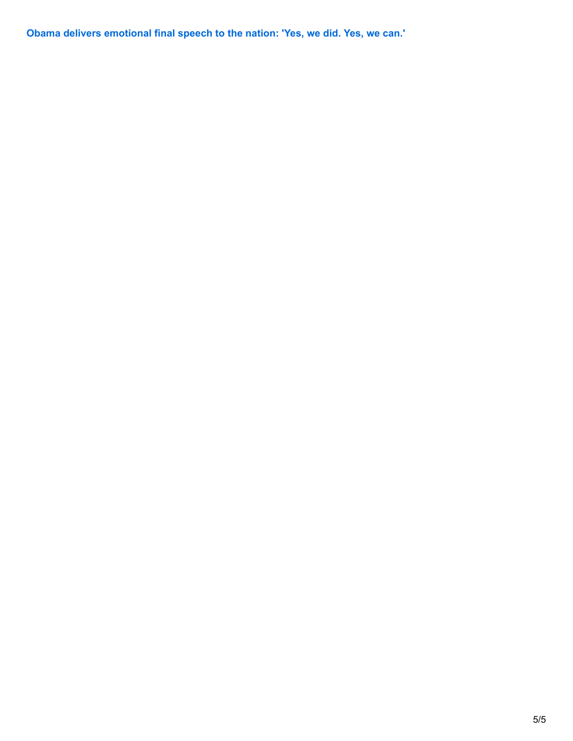**Obama delivers emotional final speech to the nation: 'Yes, we did. Yes, we can.'**